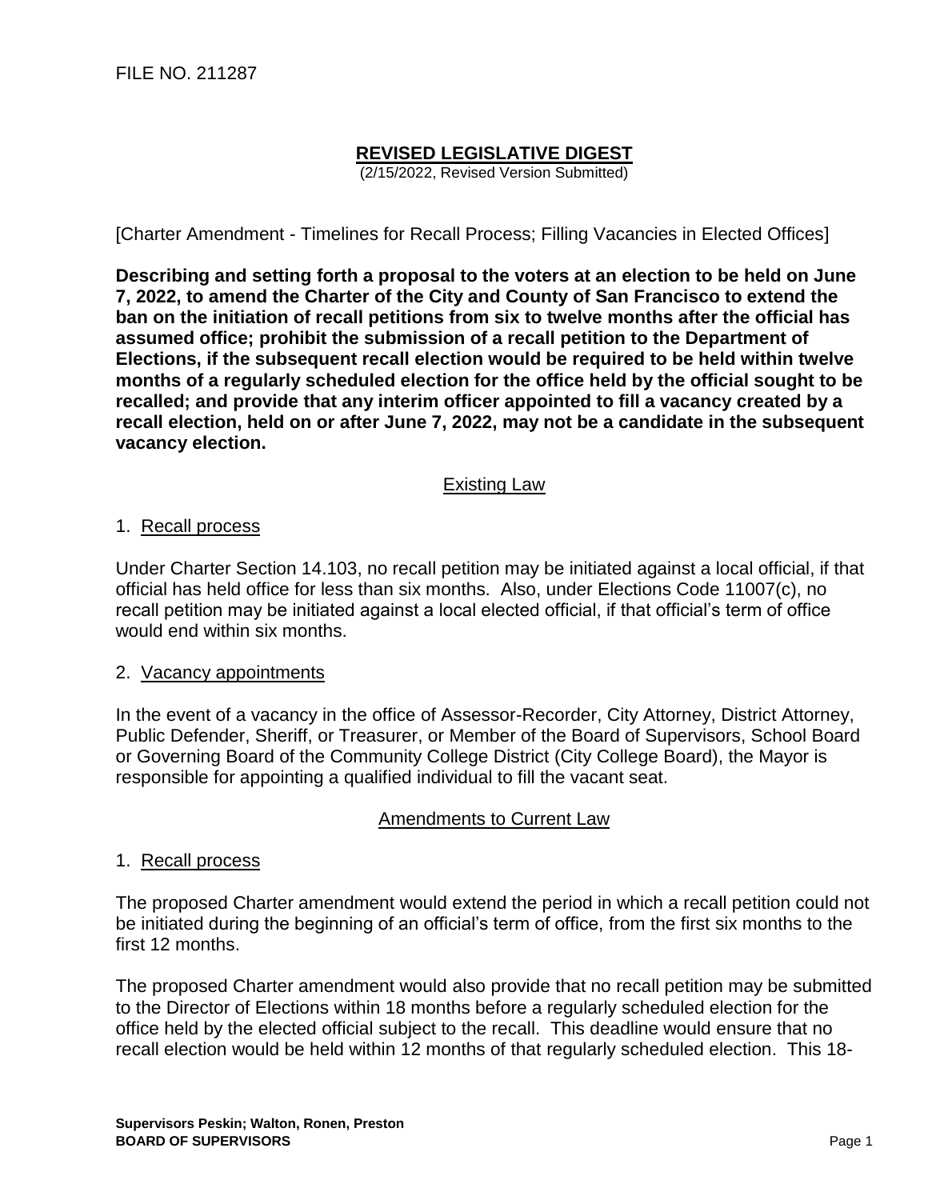FILE NO. 211287

## REVISED LEGISLATIVE DIGEST

(2/15/2022, Revised Version Submitted)

[Charter Amendment - Timelines for Recall Process; Filling Vacancies in Elected Offices]

**Describing and setting forth a proposal to the voters at an election to be held on June 7, 2022, to amend the Charter of the City and County of San Francisco to extend the ban on the initiation of recall petitions from six to twelve months after the official has assumed office; prohibit the submission of a recall petition to the Department of Elections, if the subsequent recall election would be required to be held within twelve months of a regularly scheduled election for the office held by the official sought to be recalled; and provide that any interim officer appointed to fill a vacancy created by a recall election, held on or after June 7, 2022, may not be a candidate in the subsequent vacancy election.**

### Existing Law

1. Recall process

Under Charter Section 14.103, no recall petition may be initiated against a local official, if that official has held office for less than six months. Also, under Elections Code 11007(c), no recall petition may be initiated against a local elected official, if that official's term of office would end within six months.

2. Vacancy appointments

In the event of a vacancy in the office of Assessor-Recorder, City Attorney, District Attorney, Public Defender, Sheriff, or Treasurer, or Member of the Board of Supervisors, School Board or Governing Board of the Community College District (City College Board), the Mayor is responsible for appointing a qualified individual to fill the vacant seat.

### Amendments to Current Law

1. Recall process

The proposed Charter amendment would extend the period in which a recall petition could not be initiated during the beginning of an official's term of office, from the first six months to the first 12 months.

The proposed Charter amendment would also provide that no recall petition may be submitted to the Director of Elections within 18 months before a regularly scheduled election for the office held by the elected official subject to the recall. This deadline would ensure that no recall election would be held within 12 months of that regularly scheduled election. This 18-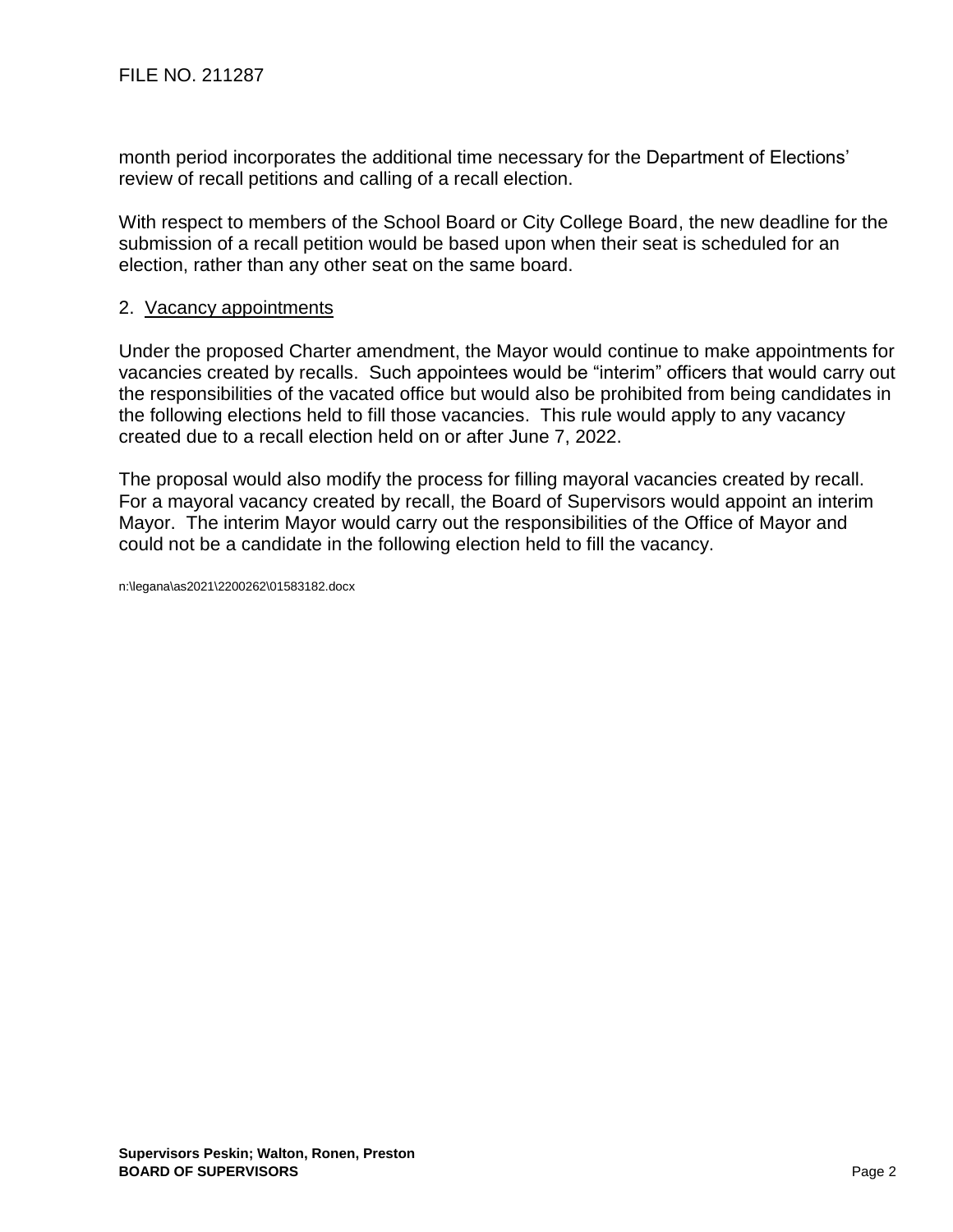month period incorporates the additional time necessary for the Department of Elections' review of recall petitions and calling of a recall election.

With respect to members of the School Board or City College Board, the new deadline for the submission of a recall petition would be based upon when their seat is scheduled for an election, rather than any other seat on the same board.

2. Vacancy appointments

Under the proposed Charter amendment, the Mayor would continue to make appointments for vacancies created by recalls. Such appointees would be "interim" officers that would carry out the responsibilities of the vacated office but would also be prohibited from being candidates in the following elections held to fill those vacancies. This rule would apply to any vacancy created due to a recall election held on or after June 7, 2022.

The proposal would also modify the process for filling mayoral vacancies created by recall. For a mayoral vacancy created by recall, the Board of Supervisors would appoint an interim Mayor. The interim Mayor would carry out the responsibilities of the Office of Mayor and could not be a candidate in the following election held to fill the vacancy.

n:\legana\as2021\2200262\01583182.docx